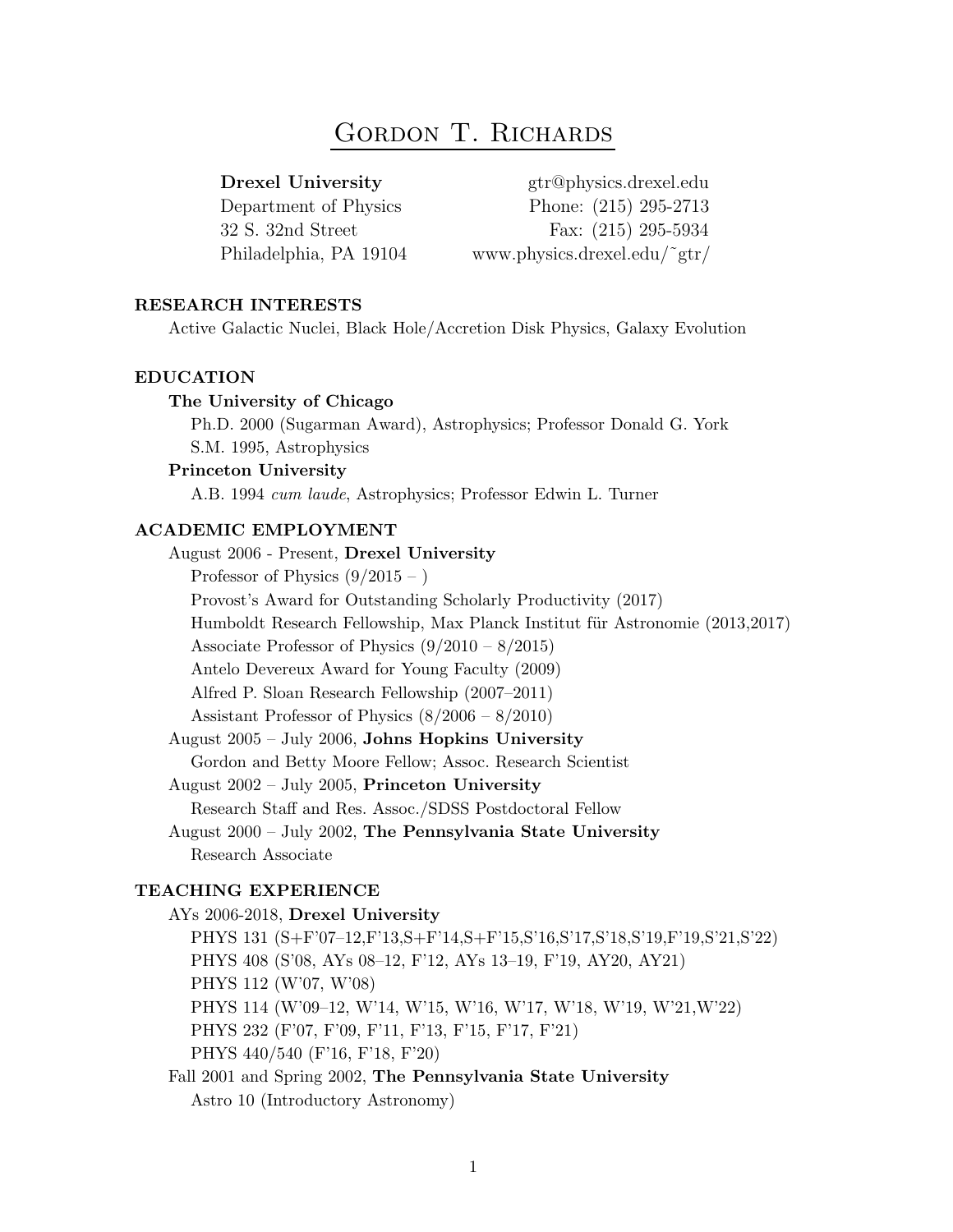# Gordon T. Richards

**Drexel University**
Department of Physics
32 S. 32nd Street
Philadelphia, PA 19104

gtr@physics.drexel.edu
Phone: (215) 295-2713
Fax: (215) 295-5934
www.physics.drexel.edu/~gtr/

## RESEARCH INTERESTS

Active Galactic Nuclei, Black Hole/Accretion Disk Physics, Galaxy Evolution

## EDUCATION

**The University of Chicago**

Ph.D. 2000 (Sugarman Award), Astrophysics; Professor Donald G. York

S.M. 1995, Astrophysics

**Princeton University**

A.B. 1994 *cum laude*, Astrophysics; Professor Edwin L. Turner

## ACADEMIC EMPLOYMENT

August 2006 - Present, **Drexel University**

Professor of Physics (9/2015 – )

Provost's Award for Outstanding Scholarly Productivity (2017)

Humboldt Research Fellowship, Max Planck Institut für Astronomie (2013,2017)

Associate Professor of Physics (9/2010 – 8/2015)

Antelo Devereux Award for Young Faculty (2009)

Alfred P. Sloan Research Fellowship (2007–2011)

Assistant Professor of Physics (8/2006 – 8/2010)

August 2005 – July 2006, **Johns Hopkins University**

Gordon and Betty Moore Fellow; Assoc. Research Scientist

August 2002 – July 2005, **Princeton University**

Research Staff and Res. Assoc./SDSS Postdoctoral Fellow

August 2000 – July 2002, **The Pennsylvania State University**

Research Associate

## TEACHING EXPERIENCE

AYs 2006-2018, **Drexel University**

PHYS 131 (S+F'07–12,F'13,S+F'14,S+F'15,S'16,S'17,S'18,S'19,F'19,S'21,S'22)

PHYS 408 (S'08, AYs 08–12, F'12, AYs 13–19, F'19, AY20, AY21)

PHYS 112 (W'07, W'08)

PHYS 114 (W'09–12, W'14, W'15, W'16, W'17, W'18, W'19, W'21,W'22)

PHYS 232 (F'07, F'09, F'11, F'13, F'15, F'17, F'21)

PHYS 440/540 (F'16, F'18, F'20)

Fall 2001 and Spring 2002, **The Pennsylvania State University**

Astro 10 (Introductory Astronomy)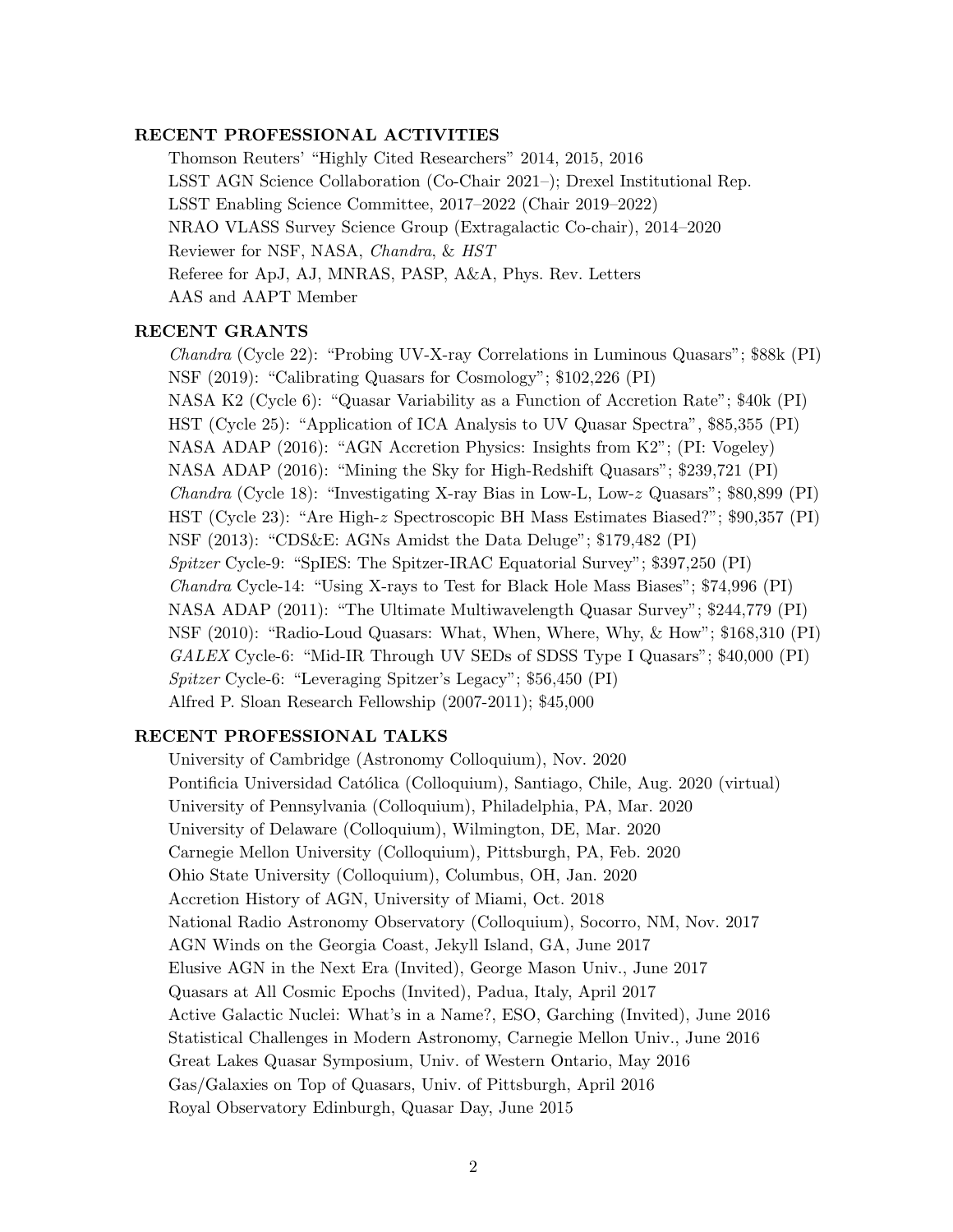## RECENT PROFESSIONAL ACTIVITIES

Thomson Reuters' "Highly Cited Researchers" 2014, 2015, 2016
LSST AGN Science Collaboration (Co-Chair 2021–); Drexel Institutional Rep.
LSST Enabling Science Committee, 2017–2022 (Chair 2019–2022)
NRAO VLASS Survey Science Group (Extragalactic Co-chair), 2014–2020
Reviewer for NSF, NASA, *Chandra*, & *HST*
Referee for ApJ, AJ, MNRAS, PASP, A&A, Phys. Rev. Letters
AAS and AAPT Member

## RECENT GRANTS

*Chandra* (Cycle 22): "Probing UV-X-ray Correlations in Luminous Quasars"; $88k (PI)
NSF (2019): "Calibrating Quasars for Cosmology"; $102,226 (PI)
NASA K2 (Cycle 6): "Quasar Variability as a Function of Accretion Rate"; $40k (PI)
HST (Cycle 25): "Application of ICA Analysis to UV Quasar Spectra", $85,355 (PI)
NASA ADAP (2016): "AGN Accretion Physics: Insights from K2"; (PI: Vogeley)
NASA ADAP (2016): "Mining the Sky for High-Redshift Quasars"; $239,721 (PI)
*Chandra* (Cycle 18): "Investigating X-ray Bias in Low-L, Low-$z$ Quasars"; $80,899 (PI)
HST (Cycle 23): "Are High-$z$ Spectroscopic BH Mass Estimates Biased?"; $90,357 (PI)
NSF (2013): "CDS&E: AGNs Amidst the Data Deluge"; $179,482 (PI)
*Spitzer* Cycle-9: "SpIES: The Spitzer-IRAC Equatorial Survey"; $397,250 (PI)
*Chandra* Cycle-14: "Using X-rays to Test for Black Hole Mass Biases"; $74,996 (PI)
NASA ADAP (2011): "The Ultimate Multiwavelength Quasar Survey"; $244,779 (PI)
NSF (2010): "Radio-Loud Quasars: What, When, Where, Why, & How"; $168,310 (PI)
*GALEX* Cycle-6: "Mid-IR Through UV SEDs of SDSS Type I Quasars"; $40,000 (PI)
*Spitzer* Cycle-6: "Leveraging Spitzer's Legacy"; $56,450 (PI)
Alfred P. Sloan Research Fellowship (2007-2011); $45,000

## RECENT PROFESSIONAL TALKS

University of Cambridge (Astronomy Colloquium), Nov. 2020
Pontificia Universidad Católica (Colloquium), Santiago, Chile, Aug. 2020 (virtual)
University of Pennsylvania (Colloquium), Philadelphia, PA, Mar. 2020
University of Delaware (Colloquium), Wilmington, DE, Mar. 2020
Carnegie Mellon University (Colloquium), Pittsburgh, PA, Feb. 2020
Ohio State University (Colloquium), Columbus, OH, Jan. 2020
Accretion History of AGN, University of Miami, Oct. 2018
National Radio Astronomy Observatory (Colloquium), Socorro, NM, Nov. 2017
AGN Winds on the Georgia Coast, Jekyll Island, GA, June 2017
Elusive AGN in the Next Era (Invited), George Mason Univ., June 2017
Quasars at All Cosmic Epochs (Invited), Padua, Italy, April 2017
Active Galactic Nuclei: What's in a Name?, ESO, Garching (Invited), June 2016
Statistical Challenges in Modern Astronomy, Carnegie Mellon Univ., June 2016
Great Lakes Quasar Symposium, Univ. of Western Ontario, May 2016
Gas/Galaxies on Top of Quasars, Univ. of Pittsburgh, April 2016
Royal Observatory Edinburgh, Quasar Day, June 2015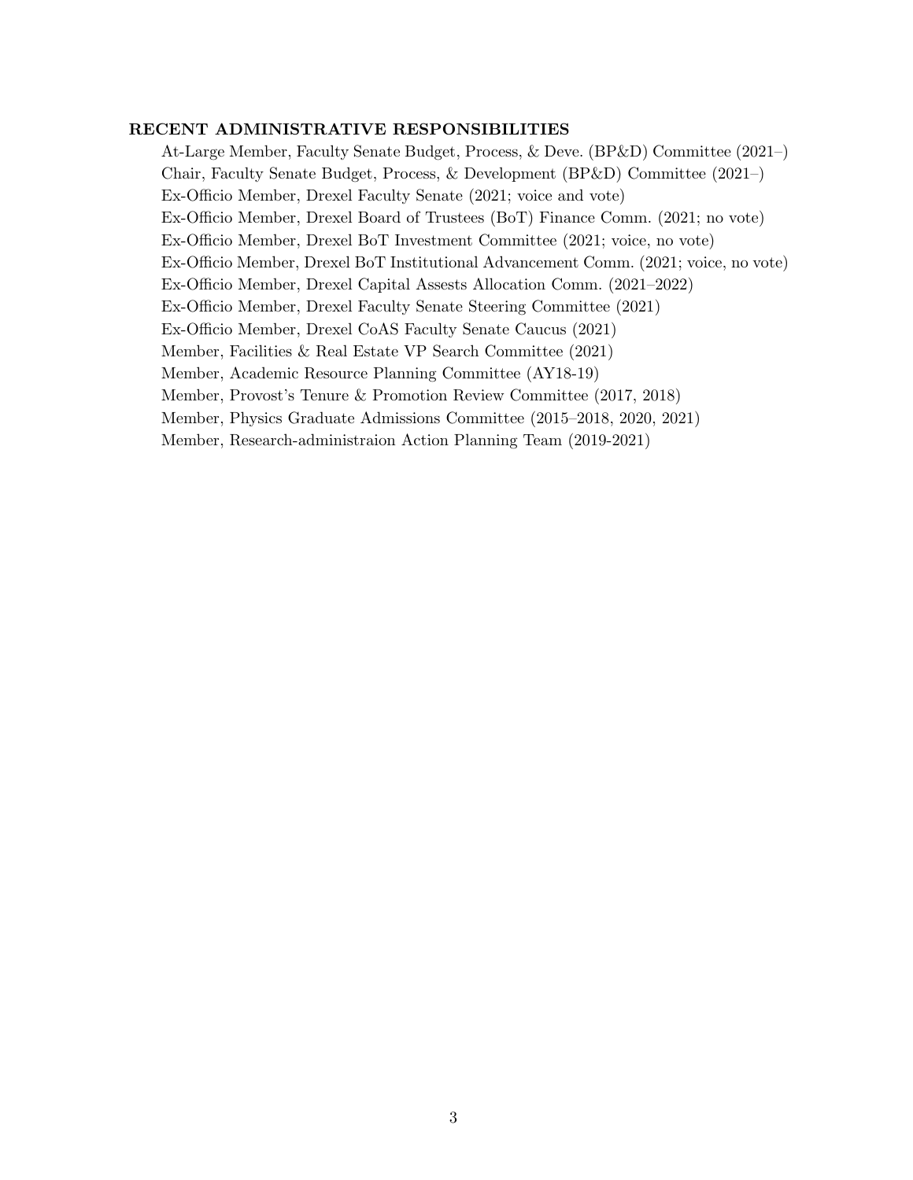## RECENT ADMINISTRATIVE RESPONSIBILITIES

At-Large Member, Faculty Senate Budget, Process, & Deve. (BP&D) Committee (2021–)
Chair, Faculty Senate Budget, Process, & Development (BP&D) Committee (2021–)
Ex-Officio Member, Drexel Faculty Senate (2021; voice and vote)
Ex-Officio Member, Drexel Board of Trustees (BoT) Finance Comm. (2021; no vote)
Ex-Officio Member, Drexel BoT Investment Committee (2021; voice, no vote)
Ex-Officio Member, Drexel BoT Institutional Advancement Comm. (2021; voice, no vote)
Ex-Officio Member, Drexel Capital Assests Allocation Comm. (2021–2022)
Ex-Officio Member, Drexel Faculty Senate Steering Committee (2021)
Ex-Officio Member, Drexel CoAS Faculty Senate Caucus (2021)
Member, Facilities & Real Estate VP Search Committee (2021)
Member, Academic Resource Planning Committee (AY18-19)
Member, Provost's Tenure & Promotion Review Committee (2017, 2018)
Member, Physics Graduate Admissions Committee (2015–2018, 2020, 2021)
Member, Research-administraion Action Planning Team (2019-2021)